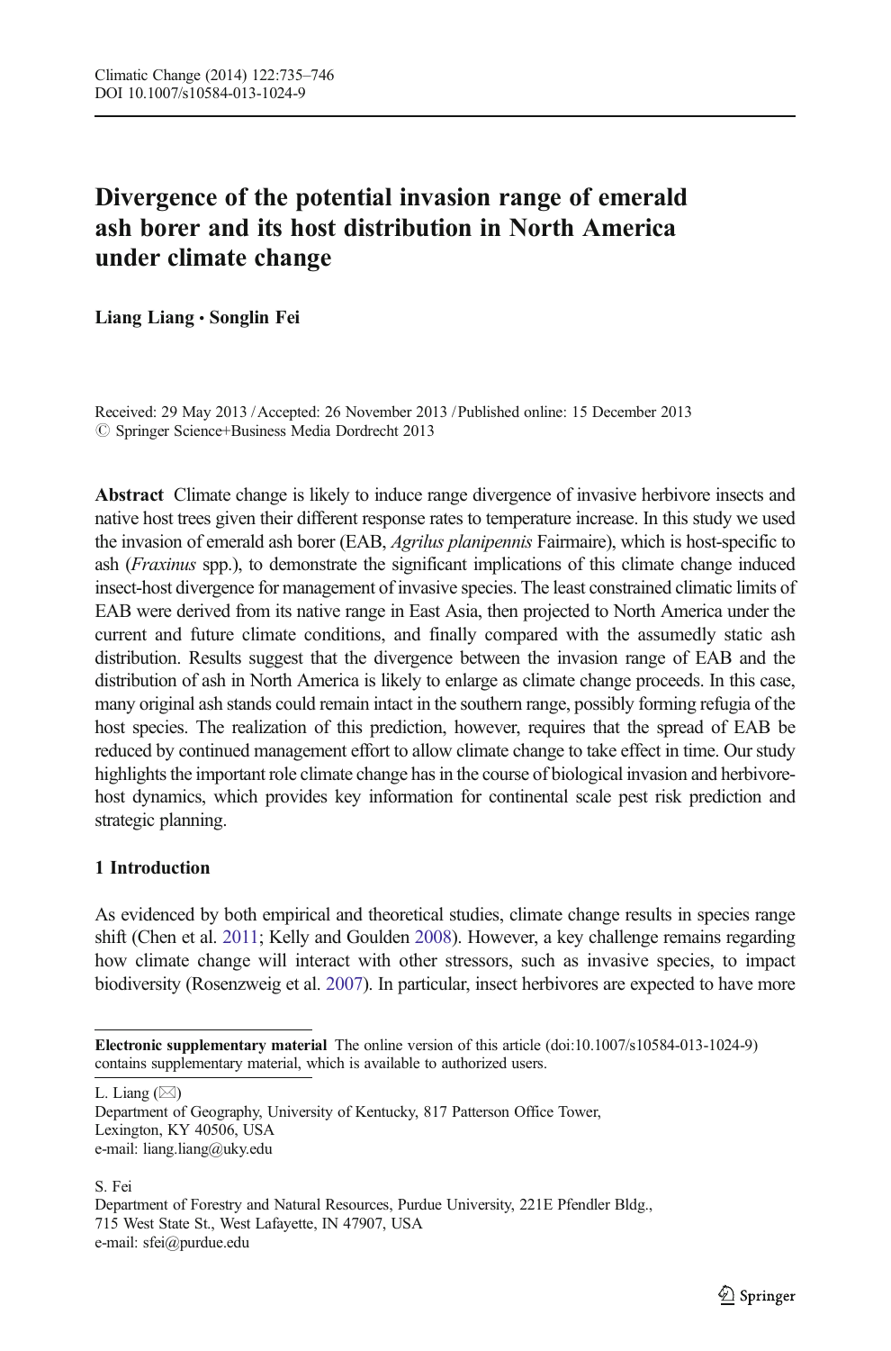# Divergence of the potential invasion range of emerald ash borer and its host distribution in North America under climate change

**Liang Liang · Songlin Fei**

Received: 29 May 2013 / Accepted: 26 November 2013 / Published online: 15 December 2013
© Springer Science+Business Media Dordrecht 2013

**Abstract** Climate change is likely to induce range divergence of invasive herbivore insects and native host trees given their different response rates to temperature increase. In this study we used the invasion of emerald ash borer (EAB, *Agrilus planipennis* Fairmaire), which is host-specific to ash (*Fraxinus* spp.), to demonstrate the significant implications of this climate change induced insect-host divergence for management of invasive species. The least constrained climatic limits of EAB were derived from its native range in East Asia, then projected to North America under the current and future climate conditions, and finally compared with the assumedly static ash distribution. Results suggest that the divergence between the invasion range of EAB and the distribution of ash in North America is likely to enlarge as climate change proceeds. In this case, many original ash stands could remain intact in the southern range, possibly forming refugia of the host species. The realization of this prediction, however, requires that the spread of EAB be reduced by continued management effort to allow climate change to take effect in time. Our study highlights the important role climate change has in the course of biological invasion and herbivore-host dynamics, which provides key information for continental scale pest risk prediction and strategic planning.

## 1 Introduction

As evidenced by both empirical and theoretical studies, climate change results in species range shift (Chen et al. 2011; Kelly and Goulden 2008). However, a key challenge remains regarding how climate change will interact with other stressors, such as invasive species, to impact biodiversity (Rosenzweig et al. 2007). In particular, insect herbivores are expected to have more

---

**Electronic supplementary material** The online version of this article (doi:10.1007/s10584-013-1024-9) contains supplementary material, which is available to authorized users.

L. Liang (✉)
Department of Geography, University of Kentucky, 817 Patterson Office Tower,
Lexington, KY 40506, USA
e-mail: liang.liang@uky.edu

S. Fei
Department of Forestry and Natural Resources, Purdue University, 221E Pfendler Bldg.,
715 West State St., West Lafayette, IN 47907, USA
e-mail: sfei@purdue.edu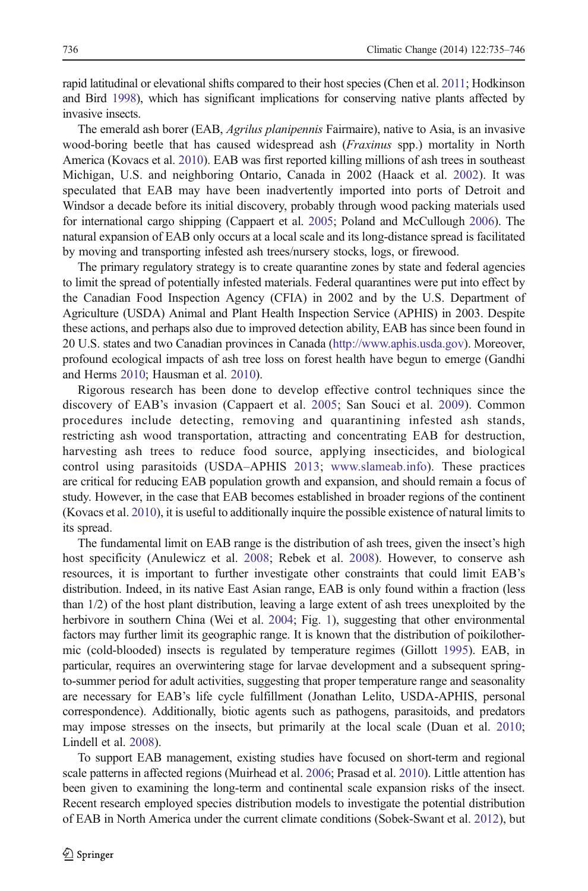rapid latitudinal or elevational shifts compared to their host species (Chen et al. 2011; Hodkinson and Bird 1998), which has significant implications for conserving native plants affected by invasive insects.

The emerald ash borer (EAB, *Agrilus planipennis* Fairmaire), native to Asia, is an invasive wood-boring beetle that has caused widespread ash (*Fraxinus* spp.) mortality in North America (Kovacs et al. 2010). EAB was first reported killing millions of ash trees in southeast Michigan, U.S. and neighboring Ontario, Canada in 2002 (Haack et al. 2002). It was speculated that EAB may have been inadvertently imported into ports of Detroit and Windsor a decade before its initial discovery, probably through wood packing materials used for international cargo shipping (Cappaert et al. 2005; Poland and McCullough 2006). The natural expansion of EAB only occurs at a local scale and its long-distance spread is facilitated by moving and transporting infested ash trees/nursery stocks, logs, or firewood.

The primary regulatory strategy is to create quarantine zones by state and federal agencies to limit the spread of potentially infested materials. Federal quarantines were put into effect by the Canadian Food Inspection Agency (CFIA) in 2002 and by the U.S. Department of Agriculture (USDA) Animal and Plant Health Inspection Service (APHIS) in 2003. Despite these actions, and perhaps also due to improved detection ability, EAB has since been found in 20 U.S. states and two Canadian provinces in Canada (http://www.aphis.usda.gov). Moreover, profound ecological impacts of ash tree loss on forest health have begun to emerge (Gandhi and Herms 2010; Hausman et al. 2010).

Rigorous research has been done to develop effective control techniques since the discovery of EAB's invasion (Cappaert et al. 2005; San Souci et al. 2009). Common procedures include detecting, removing and quarantining infested ash stands, restricting ash wood transportation, attracting and concentrating EAB for destruction, harvesting ash trees to reduce food source, applying insecticides, and biological control using parasitoids (USDA–APHIS 2013; www.slameab.info). These practices are critical for reducing EAB population growth and expansion, and should remain a focus of study. However, in the case that EAB becomes established in broader regions of the continent (Kovacs et al. 2010), it is useful to additionally inquire the possible existence of natural limits to its spread.

The fundamental limit on EAB range is the distribution of ash trees, given the insect's high host specificity (Anulewicz et al. 2008; Rebek et al. 2008). However, to conserve ash resources, it is important to further investigate other constraints that could limit EAB's distribution. Indeed, in its native East Asian range, EAB is only found within a fraction (less than 1/2) of the host plant distribution, leaving a large extent of ash trees unexploited by the herbivore in southern China (Wei et al. 2004; Fig. 1), suggesting that other environmental factors may further limit its geographic range. It is known that the distribution of poikilothermic (cold-blooded) insects is regulated by temperature regimes (Gillott 1995). EAB, in particular, requires an overwintering stage for larvae development and a subsequent spring-to-summer period for adult activities, suggesting that proper temperature range and seasonality are necessary for EAB's life cycle fulfillment (Jonathan Lelito, USDA-APHIS, personal correspondence). Additionally, biotic agents such as pathogens, parasitoids, and predators may impose stresses on the insects, but primarily at the local scale (Duan et al. 2010; Lindell et al. 2008).

To support EAB management, existing studies have focused on short-term and regional scale patterns in affected regions (Muirhead et al. 2006; Prasad et al. 2010). Little attention has been given to examining the long-term and continental scale expansion risks of the insect. Recent research employed species distribution models to investigate the potential distribution of EAB in North America under the current climate conditions (Sobek-Swant et al. 2012), but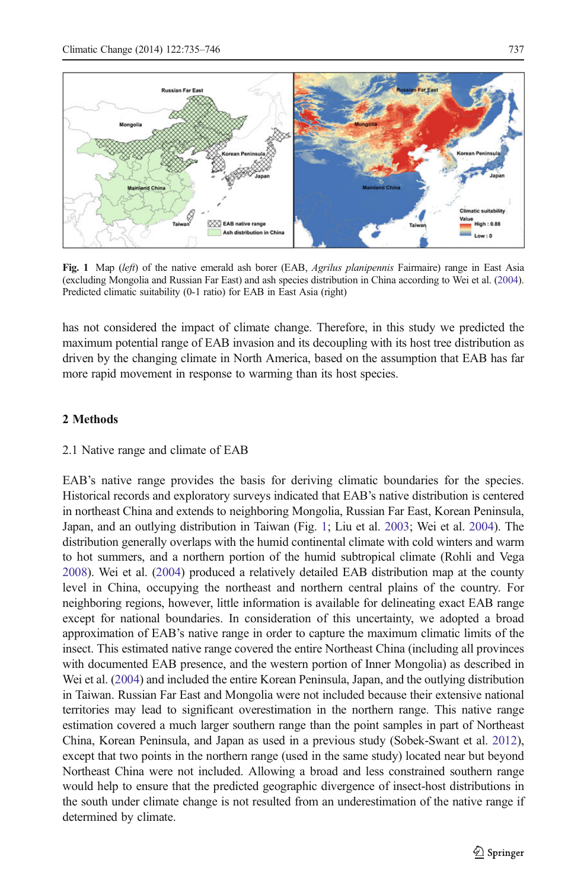**Fig. 1** Map (*left*) of the native emerald ash borer (EAB, *Agrilus planipennis* Fairmaire) range in East Asia (excluding Mongolia and Russian Far East) and ash species distribution in China according to Wei et al. (2004). Predicted climatic suitability (0-1 ratio) for EAB in East Asia (right)

has not considered the impact of climate change. Therefore, in this study we predicted the maximum potential range of EAB invasion and its decoupling with its host tree distribution as driven by the changing climate in North America, based on the assumption that EAB has far more rapid movement in response to warming than its host species.

## 2 Methods

### 2.1 Native range and climate of EAB

EAB's native range provides the basis for deriving climatic boundaries for the species. Historical records and exploratory surveys indicated that EAB's native distribution is centered in northeast China and extends to neighboring Mongolia, Russian Far East, Korean Peninsula, Japan, and an outlying distribution in Taiwan (Fig. 1; Liu et al. 2003; Wei et al. 2004). The distribution generally overlaps with the humid continental climate with cold winters and warm to hot summers, and a northern portion of the humid subtropical climate (Rohli and Vega 2008). Wei et al. (2004) produced a relatively detailed EAB distribution map at the county level in China, occupying the northeast and northern central plains of the country. For neighboring regions, however, little information is available for delineating exact EAB range except for national boundaries. In consideration of this uncertainty, we adopted a broad approximation of EAB's native range in order to capture the maximum climatic limits of the insect. This estimated native range covered the entire Northeast China (including all provinces with documented EAB presence, and the western portion of Inner Mongolia) as described in Wei et al. (2004) and included the entire Korean Peninsula, Japan, and the outlying distribution in Taiwan. Russian Far East and Mongolia were not included because their extensive national territories may lead to significant overestimation in the northern range. This native range estimation covered a much larger southern range than the point samples in part of Northeast China, Korean Peninsula, and Japan as used in a previous study (Sobek-Swant et al. 2012), except that two points in the northern range (used in the same study) located near but beyond Northeast China were not included. Allowing a broad and less constrained southern range would help to ensure that the predicted geographic divergence of insect-host distributions in the south under climate change is not resulted from an underestimation of the native range if determined by climate.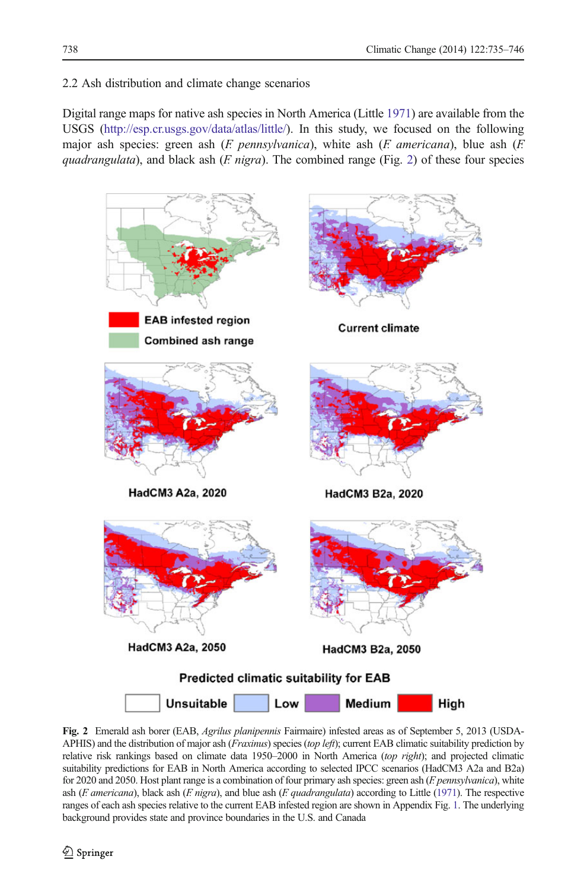### 2.2 Ash distribution and climate change scenarios

Digital range maps for native ash species in North America (Little 1971) are available from the USGS (http://esp.cr.usgs.gov/data/atlas/little/). In this study, we focused on the following major ash species: green ash (*F. pennsylvanica*), white ash (*F. americana*), blue ash (*F. quadrangulata*), and black ash (*F. nigra*). The combined range (Fig. 2) of these four species

**Fig. 2** Emerald ash borer (EAB, *Agrilus planipennis* Fairmaire) infested areas as of September 5, 2013 (USDA-APHIS) and the distribution of major ash (*Fraxinus*) species (*top left*); current EAB climatic suitability prediction by relative risk rankings based on climate data 1950–2000 in North America (*top right*); and projected climatic suitability predictions for EAB in North America according to selected IPCC scenarios (HadCM3 A2a and B2a) for 2020 and 2050. Host plant range is a combination of four primary ash species: green ash (*F. pennsylvanica*), white ash (*F. americana*), black ash (*F. nigra*), and blue ash (*F. quadrangulata*) according to Little (1971). The respective ranges of each ash species relative to the current EAB infested region are shown in Appendix Fig. 1. The underlying background provides state and province boundaries in the U.S. and Canada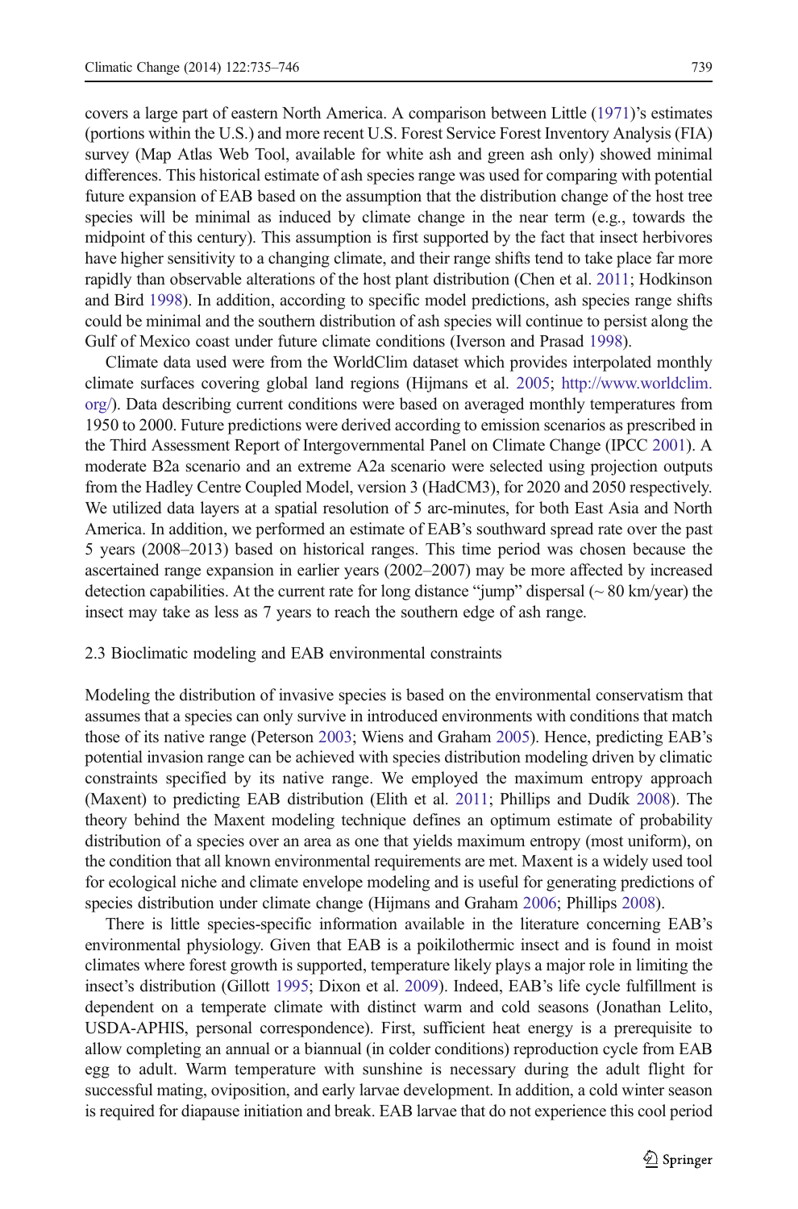covers a large part of eastern North America. A comparison between Little (1971)'s estimates (portions within the U.S.) and more recent U.S. Forest Service Forest Inventory Analysis (FIA) survey (Map Atlas Web Tool, available for white ash and green ash only) showed minimal differences. This historical estimate of ash species range was used for comparing with potential future expansion of EAB based on the assumption that the distribution change of the host tree species will be minimal as induced by climate change in the near term (e.g., towards the midpoint of this century). This assumption is first supported by the fact that insect herbivores have higher sensitivity to a changing climate, and their range shifts tend to take place far more rapidly than observable alterations of the host plant distribution (Chen et al. 2011; Hodkinson and Bird 1998). In addition, according to specific model predictions, ash species range shifts could be minimal and the southern distribution of ash species will continue to persist along the Gulf of Mexico coast under future climate conditions (Iverson and Prasad 1998).

Climate data used were from the WorldClim dataset which provides interpolated monthly climate surfaces covering global land regions (Hijmans et al. 2005; http://www.worldclim.org/). Data describing current conditions were based on averaged monthly temperatures from 1950 to 2000. Future predictions were derived according to emission scenarios as prescribed in the Third Assessment Report of Intergovernmental Panel on Climate Change (IPCC 2001). A moderate B2a scenario and an extreme A2a scenario were selected using projection outputs from the Hadley Centre Coupled Model, version 3 (HadCM3), for 2020 and 2050 respectively. We utilized data layers at a spatial resolution of 5 arc-minutes, for both East Asia and North America. In addition, we performed an estimate of EAB's southward spread rate over the past 5 years (2008–2013) based on historical ranges. This time period was chosen because the ascertained range expansion in earlier years (2002–2007) may be more affected by increased detection capabilities. At the current rate for long distance "jump" dispersal (~ 80 km/year) the insect may take as less as 7 years to reach the southern edge of ash range.

### 2.3 Bioclimatic modeling and EAB environmental constraints

Modeling the distribution of invasive species is based on the environmental conservatism that assumes that a species can only survive in introduced environments with conditions that match those of its native range (Peterson 2003; Wiens and Graham 2005). Hence, predicting EAB's potential invasion range can be achieved with species distribution modeling driven by climatic constraints specified by its native range. We employed the maximum entropy approach (Maxent) to predicting EAB distribution (Elith et al. 2011; Phillips and Dudík 2008). The theory behind the Maxent modeling technique defines an optimum estimate of probability distribution of a species over an area as one that yields maximum entropy (most uniform), on the condition that all known environmental requirements are met. Maxent is a widely used tool for ecological niche and climate envelope modeling and is useful for generating predictions of species distribution under climate change (Hijmans and Graham 2006; Phillips 2008).

There is little species-specific information available in the literature concerning EAB's environmental physiology. Given that EAB is a poikilothermic insect and is found in moist climates where forest growth is supported, temperature likely plays a major role in limiting the insect's distribution (Gillott 1995; Dixon et al. 2009). Indeed, EAB's life cycle fulfillment is dependent on a temperate climate with distinct warm and cold seasons (Jonathan Lelito, USDA-APHIS, personal correspondence). First, sufficient heat energy is a prerequisite to allow completing an annual or a biannual (in colder conditions) reproduction cycle from EAB egg to adult. Warm temperature with sunshine is necessary during the adult flight for successful mating, oviposition, and early larvae development. In addition, a cold winter season is required for diapause initiation and break. EAB larvae that do not experience this cool period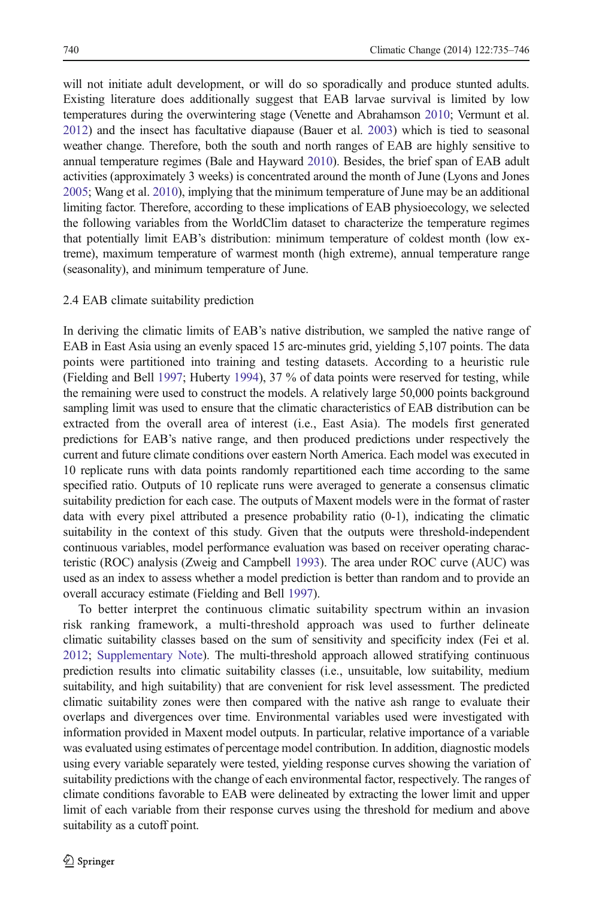will not initiate adult development, or will do so sporadically and produce stunted adults. Existing literature does additionally suggest that EAB larvae survival is limited by low temperatures during the overwintering stage (Venette and Abrahamson 2010; Vermunt et al. 2012) and the insect has facultative diapause (Bauer et al. 2003) which is tied to seasonal weather change. Therefore, both the south and north ranges of EAB are highly sensitive to annual temperature regimes (Bale and Hayward 2010). Besides, the brief span of EAB adult activities (approximately 3 weeks) is concentrated around the month of June (Lyons and Jones 2005; Wang et al. 2010), implying that the minimum temperature of June may be an additional limiting factor. Therefore, according to these implications of EAB physioecology, we selected the following variables from the WorldClim dataset to characterize the temperature regimes that potentially limit EAB's distribution: minimum temperature of coldest month (low extreme), maximum temperature of warmest month (high extreme), annual temperature range (seasonality), and minimum temperature of June.

### 2.4 EAB climate suitability prediction

In deriving the climatic limits of EAB's native distribution, we sampled the native range of EAB in East Asia using an evenly spaced 15 arc-minutes grid, yielding 5,107 points. The data points were partitioned into training and testing datasets. According to a heuristic rule (Fielding and Bell 1997; Huberty 1994), 37 % of data points were reserved for testing, while the remaining were used to construct the models. A relatively large 50,000 points background sampling limit was used to ensure that the climatic characteristics of EAB distribution can be extracted from the overall area of interest (i.e., East Asia). The models first generated predictions for EAB's native range, and then produced predictions under respectively the current and future climate conditions over eastern North America. Each model was executed in 10 replicate runs with data points randomly repartitioned each time according to the same specified ratio. Outputs of 10 replicate runs were averaged to generate a consensus climatic suitability prediction for each case. The outputs of Maxent models were in the format of raster data with every pixel attributed a presence probability ratio (0-1), indicating the climatic suitability in the context of this study. Given that the outputs were threshold-independent continuous variables, model performance evaluation was based on receiver operating characteristic (ROC) analysis (Zweig and Campbell 1993). The area under ROC curve (AUC) was used as an index to assess whether a model prediction is better than random and to provide an overall accuracy estimate (Fielding and Bell 1997).

To better interpret the continuous climatic suitability spectrum within an invasion risk ranking framework, a multi-threshold approach was used to further delineate climatic suitability classes based on the sum of sensitivity and specificity index (Fei et al. 2012; Supplementary Note). The multi-threshold approach allowed stratifying continuous prediction results into climatic suitability classes (i.e., unsuitable, low suitability, medium suitability, and high suitability) that are convenient for risk level assessment. The predicted climatic suitability zones were then compared with the native ash range to evaluate their overlaps and divergences over time. Environmental variables used were investigated with information provided in Maxent model outputs. In particular, relative importance of a variable was evaluated using estimates of percentage model contribution. In addition, diagnostic models using every variable separately were tested, yielding response curves showing the variation of suitability predictions with the change of each environmental factor, respectively. The ranges of climate conditions favorable to EAB were delineated by extracting the lower limit and upper limit of each variable from their response curves using the threshold for medium and above suitability as a cutoff point.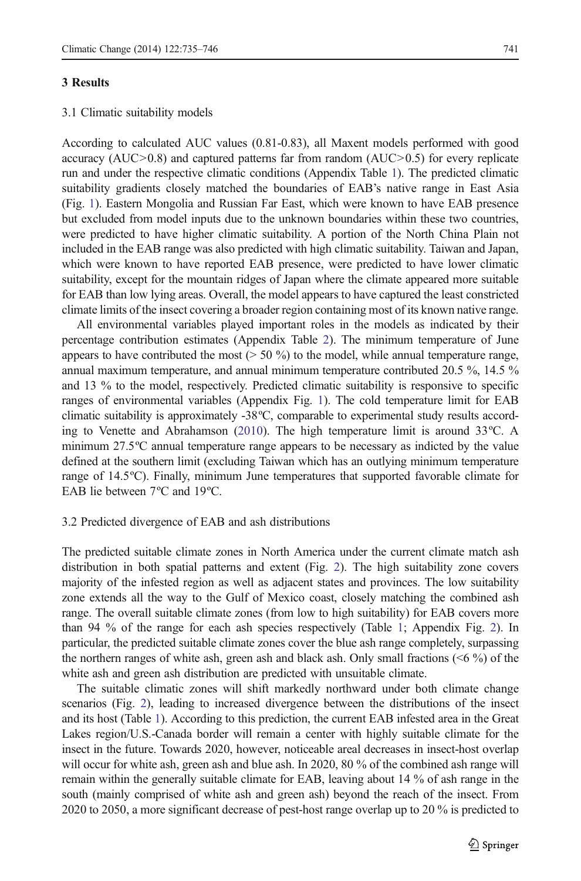## 3 Results

### 3.1 Climatic suitability models

According to calculated AUC values (0.81-0.83), all Maxent models performed with good accuracy (AUC>0.8) and captured patterns far from random (AUC>0.5) for every replicate run and under the respective climatic conditions (Appendix Table 1). The predicted climatic suitability gradients closely matched the boundaries of EAB's native range in East Asia (Fig. 1). Eastern Mongolia and Russian Far East, which were known to have EAB presence but excluded from model inputs due to the unknown boundaries within these two countries, were predicted to have higher climatic suitability. A portion of the North China Plain not included in the EAB range was also predicted with high climatic suitability. Taiwan and Japan, which were known to have reported EAB presence, were predicted to have lower climatic suitability, except for the mountain ridges of Japan where the climate appeared more suitable for EAB than low lying areas. Overall, the model appears to have captured the least constricted climate limits of the insect covering a broader region containing most of its known native range.

All environmental variables played important roles in the models as indicated by their percentage contribution estimates (Appendix Table 2). The minimum temperature of June appears to have contributed the most (> 50 %) to the model, while annual temperature range, annual maximum temperature, and annual minimum temperature contributed 20.5 %, 14.5 % and 13 % to the model, respectively. Predicted climatic suitability is responsive to specific ranges of environmental variables (Appendix Fig. 1). The cold temperature limit for EAB climatic suitability is approximately -38ºC, comparable to experimental study results according to Venette and Abrahamson (2010). The high temperature limit is around 33ºC. A minimum 27.5ºC annual temperature range appears to be necessary as indicted by the value defined at the southern limit (excluding Taiwan which has an outlying minimum temperature range of 14.5ºC). Finally, minimum June temperatures that supported favorable climate for EAB lie between 7ºC and 19ºC.

### 3.2 Predicted divergence of EAB and ash distributions

The predicted suitable climate zones in North America under the current climate match ash distribution in both spatial patterns and extent (Fig. 2). The high suitability zone covers majority of the infested region as well as adjacent states and provinces. The low suitability zone extends all the way to the Gulf of Mexico coast, closely matching the combined ash range. The overall suitable climate zones (from low to high suitability) for EAB covers more than 94 % of the range for each ash species respectively (Table 1; Appendix Fig. 2). In particular, the predicted suitable climate zones cover the blue ash range completely, surpassing the northern ranges of white ash, green ash and black ash. Only small fractions (<6 %) of the white ash and green ash distribution are predicted with unsuitable climate.

The suitable climatic zones will shift markedly northward under both climate change scenarios (Fig. 2), leading to increased divergence between the distributions of the insect and its host (Table 1). According to this prediction, the current EAB infested area in the Great Lakes region/U.S.-Canada border will remain a center with highly suitable climate for the insect in the future. Towards 2020, however, noticeable areal decreases in insect-host overlap will occur for white ash, green ash and blue ash. In 2020, 80 % of the combined ash range will remain within the generally suitable climate for EAB, leaving about 14 % of ash range in the south (mainly comprised of white ash and green ash) beyond the reach of the insect. From 2020 to 2050, a more significant decrease of pest-host range overlap up to 20 % is predicted to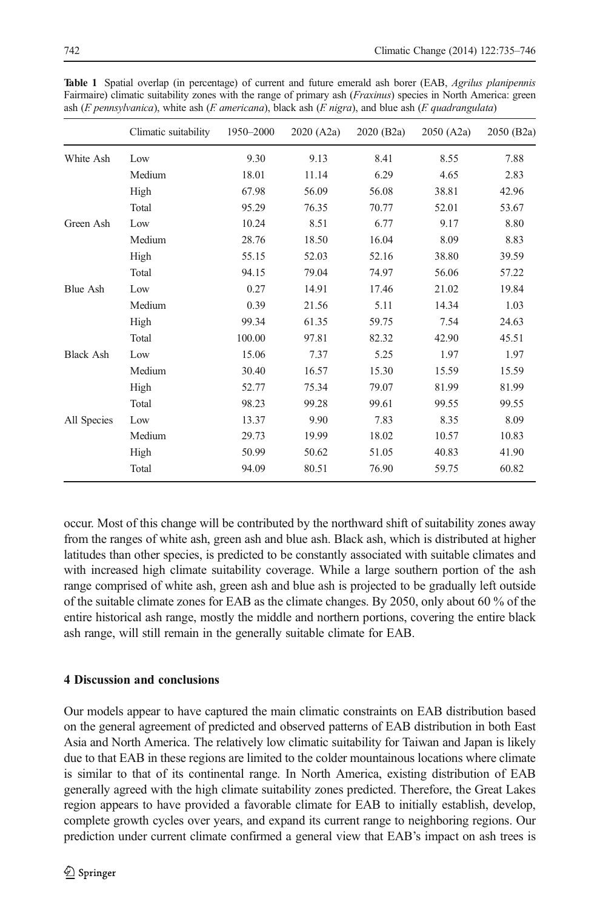**Table 1** Spatial overlap (in percentage) of current and future emerald ash borer (EAB, *Agrilus planipennis* Fairmaire) climatic suitability zones with the range of primary ash (*Fraxinus*) species in North America: green ash (*F. pennsylvanica*), white ash (*F. americana*), black ash (*F. nigra*), and blue ash (*F. quadrangulata*)

| | Climatic suitability | 1950–2000 | 2020 (A2a) | 2020 (B2a) | 2050 (A2a) | 2050 (B2a) |
|---|---|---|---|---|---|---|
| White Ash | Low | 9.30 | 9.13 | 8.41 | 8.55 | 7.88 |
| | Medium | 18.01 | 11.14 | 6.29 | 4.65 | 2.83 |
| | High | 67.98 | 56.09 | 56.08 | 38.81 | 42.96 |
| | Total | 95.29 | 76.35 | 70.77 | 52.01 | 53.67 |
| Green Ash | Low | 10.24 | 8.51 | 6.77 | 9.17 | 8.80 |
| | Medium | 28.76 | 18.50 | 16.04 | 8.09 | 8.83 |
| | High | 55.15 | 52.03 | 52.16 | 38.80 | 39.59 |
| | Total | 94.15 | 79.04 | 74.97 | 56.06 | 57.22 |
| Blue Ash | Low | 0.27 | 14.91 | 17.46 | 21.02 | 19.84 |
| | Medium | 0.39 | 21.56 | 5.11 | 14.34 | 1.03 |
| | High | 99.34 | 61.35 | 59.75 | 7.54 | 24.63 |
| | Total | 100.00 | 97.81 | 82.32 | 42.90 | 45.51 |
| Black Ash | Low | 15.06 | 7.37 | 5.25 | 1.97 | 1.97 |
| | Medium | 30.40 | 16.57 | 15.30 | 15.59 | 15.59 |
| | High | 52.77 | 75.34 | 79.07 | 81.99 | 81.99 |
| | Total | 98.23 | 99.28 | 99.61 | 99.55 | 99.55 |
| All Species | Low | 13.37 | 9.90 | 7.83 | 8.35 | 8.09 |
| | Medium | 29.73 | 19.99 | 18.02 | 10.57 | 10.83 |
| | High | 50.99 | 50.62 | 51.05 | 40.83 | 41.90 |
| | Total | 94.09 | 80.51 | 76.90 | 59.75 | 60.82 |

occur. Most of this change will be contributed by the northward shift of suitability zones away from the ranges of white ash, green ash and blue ash. Black ash, which is distributed at higher latitudes than other species, is predicted to be constantly associated with suitable climates and with increased high climate suitability coverage. While a large southern portion of the ash range comprised of white ash, green ash and blue ash is projected to be gradually left outside of the suitable climate zones for EAB as the climate changes. By 2050, only about 60 % of the entire historical ash range, mostly the middle and northern portions, covering the entire black ash range, will still remain in the generally suitable climate for EAB.

## 4 Discussion and conclusions

Our models appear to have captured the main climatic constraints on EAB distribution based on the general agreement of predicted and observed patterns of EAB distribution in both East Asia and North America. The relatively low climatic suitability for Taiwan and Japan is likely due to that EAB in these regions are limited to the colder mountainous locations where climate is similar to that of its continental range. In North America, existing distribution of EAB generally agreed with the high climate suitability zones predicted. Therefore, the Great Lakes region appears to have provided a favorable climate for EAB to initially establish, develop, complete growth cycles over years, and expand its current range to neighboring regions. Our prediction under current climate confirmed a general view that EAB's impact on ash trees is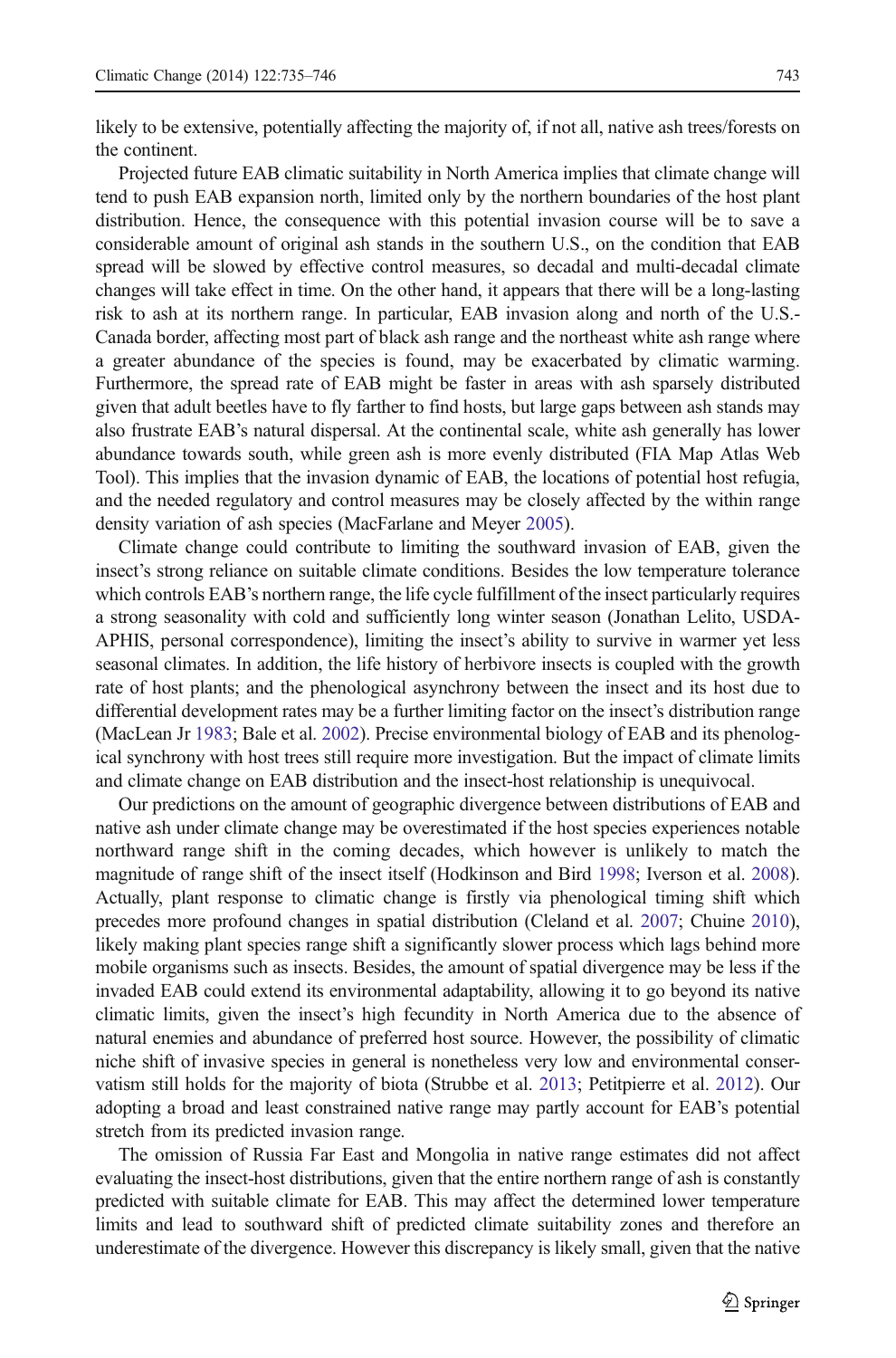likely to be extensive, potentially affecting the majority of, if not all, native ash trees/forests on the continent.

Projected future EAB climatic suitability in North America implies that climate change will tend to push EAB expansion north, limited only by the northern boundaries of the host plant distribution. Hence, the consequence with this potential invasion course will be to save a considerable amount of original ash stands in the southern U.S., on the condition that EAB spread will be slowed by effective control measures, so decadal and multi-decadal climate changes will take effect in time. On the other hand, it appears that there will be a long-lasting risk to ash at its northern range. In particular, EAB invasion along and north of the U.S.-Canada border, affecting most part of black ash range and the northeast white ash range where a greater abundance of the species is found, may be exacerbated by climatic warming. Furthermore, the spread rate of EAB might be faster in areas with ash sparsely distributed given that adult beetles have to fly farther to find hosts, but large gaps between ash stands may also frustrate EAB's natural dispersal. At the continental scale, white ash generally has lower abundance towards south, while green ash is more evenly distributed (FIA Map Atlas Web Tool). This implies that the invasion dynamic of EAB, the locations of potential host refugia, and the needed regulatory and control measures may be closely affected by the within range density variation of ash species (MacFarlane and Meyer 2005).

Climate change could contribute to limiting the southward invasion of EAB, given the insect's strong reliance on suitable climate conditions. Besides the low temperature tolerance which controls EAB's northern range, the life cycle fulfillment of the insect particularly requires a strong seasonality with cold and sufficiently long winter season (Jonathan Lelito, USDA-APHIS, personal correspondence), limiting the insect's ability to survive in warmer yet less seasonal climates. In addition, the life history of herbivore insects is coupled with the growth rate of host plants; and the phenological asynchrony between the insect and its host due to differential development rates may be a further limiting factor on the insect's distribution range (MacLean Jr 1983; Bale et al. 2002). Precise environmental biology of EAB and its phenological synchrony with host trees still require more investigation. But the impact of climate limits and climate change on EAB distribution and the insect-host relationship is unequivocal.

Our predictions on the amount of geographic divergence between distributions of EAB and native ash under climate change may be overestimated if the host species experiences notable northward range shift in the coming decades, which however is unlikely to match the magnitude of range shift of the insect itself (Hodkinson and Bird 1998; Iverson et al. 2008). Actually, plant response to climatic change is firstly via phenological timing shift which precedes more profound changes in spatial distribution (Cleland et al. 2007; Chuine 2010), likely making plant species range shift a significantly slower process which lags behind more mobile organisms such as insects. Besides, the amount of spatial divergence may be less if the invaded EAB could extend its environmental adaptability, allowing it to go beyond its native climatic limits, given the insect's high fecundity in North America due to the absence of natural enemies and abundance of preferred host source. However, the possibility of climatic niche shift of invasive species in general is nonetheless very low and environmental conservatism still holds for the majority of biota (Strubbe et al. 2013; Petitpierre et al. 2012). Our adopting a broad and least constrained native range may partly account for EAB's potential stretch from its predicted invasion range.

The omission of Russia Far East and Mongolia in native range estimates did not affect evaluating the insect-host distributions, given that the entire northern range of ash is constantly predicted with suitable climate for EAB. This may affect the determined lower temperature limits and lead to southward shift of predicted climate suitability zones and therefore an underestimate of the divergence. However this discrepancy is likely small, given that the native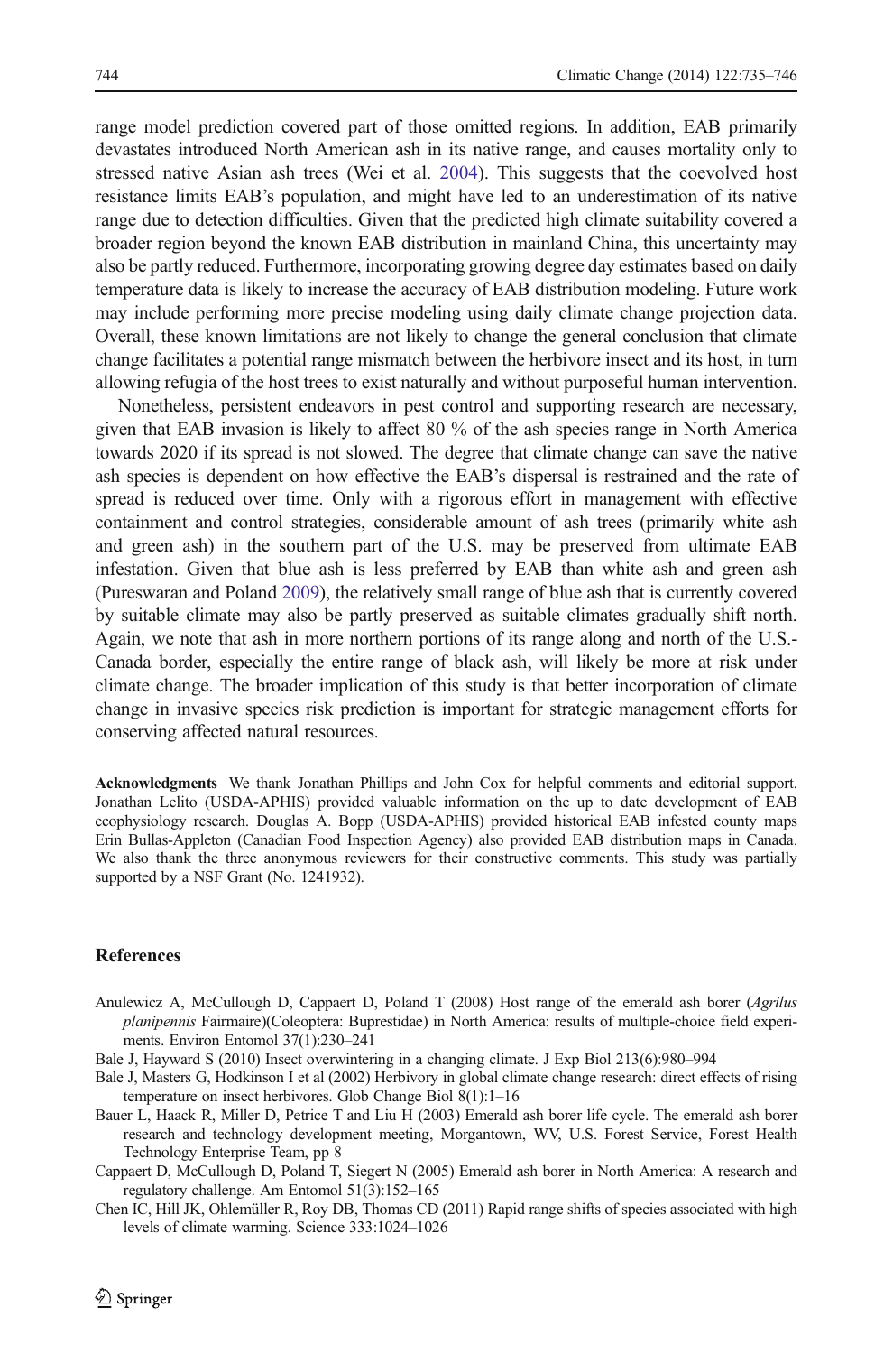range model prediction covered part of those omitted regions. In addition, EAB primarily devastates introduced North American ash in its native range, and causes mortality only to stressed native Asian ash trees (Wei et al. 2004). This suggests that the coevolved host resistance limits EAB's population, and might have led to an underestimation of its native range due to detection difficulties. Given that the predicted high climate suitability covered a broader region beyond the known EAB distribution in mainland China, this uncertainty may also be partly reduced. Furthermore, incorporating growing degree day estimates based on daily temperature data is likely to increase the accuracy of EAB distribution modeling. Future work may include performing more precise modeling using daily climate change projection data. Overall, these known limitations are not likely to change the general conclusion that climate change facilitates a potential range mismatch between the herbivore insect and its host, in turn allowing refugia of the host trees to exist naturally and without purposeful human intervention.

Nonetheless, persistent endeavors in pest control and supporting research are necessary, given that EAB invasion is likely to affect 80 % of the ash species range in North America towards 2020 if its spread is not slowed. The degree that climate change can save the native ash species is dependent on how effective the EAB's dispersal is restrained and the rate of spread is reduced over time. Only with a rigorous effort in management with effective containment and control strategies, considerable amount of ash trees (primarily white ash and green ash) in the southern part of the U.S. may be preserved from ultimate EAB infestation. Given that blue ash is less preferred by EAB than white ash and green ash (Pureswaran and Poland 2009), the relatively small range of blue ash that is currently covered by suitable climate may also be partly preserved as suitable climates gradually shift north. Again, we note that ash in more northern portions of its range along and north of the U.S.-Canada border, especially the entire range of black ash, will likely be more at risk under climate change. The broader implication of this study is that better incorporation of climate change in invasive species risk prediction is important for strategic management efforts for conserving affected natural resources.

**Acknowledgments** We thank Jonathan Phillips and John Cox for helpful comments and editorial support. Jonathan Lelito (USDA-APHIS) provided valuable information on the up to date development of EAB ecophysiology research. Douglas A. Bopp (USDA-APHIS) provided historical EAB infested county maps Erin Bullas-Appleton (Canadian Food Inspection Agency) also provided EAB distribution maps in Canada. We also thank the three anonymous reviewers for their constructive comments. This study was partially supported by a NSF Grant (No. 1241932).

## References

Anulewicz A, McCullough D, Cappaert D, Poland T (2008) Host range of the emerald ash borer (*Agrilus planipennis* Fairmaire)(Coleoptera: Buprestidae) in North America: results of multiple-choice field experiments. Environ Entomol 37(1):230–241

Bale J, Hayward S (2010) Insect overwintering in a changing climate. J Exp Biol 213(6):980–994

Bale J, Masters G, Hodkinson I et al (2002) Herbivory in global climate change research: direct effects of rising temperature on insect herbivores. Glob Change Biol 8(1):1–16

Bauer L, Haack R, Miller D, Petrice T and Liu H (2003) Emerald ash borer life cycle. The emerald ash borer research and technology development meeting, Morgantown, WV, U.S. Forest Service, Forest Health Technology Enterprise Team, pp 8

Cappaert D, McCullough D, Poland T, Siegert N (2005) Emerald ash borer in North America: A research and regulatory challenge. Am Entomol 51(3):152–165

Chen IC, Hill JK, Ohlemüller R, Roy DB, Thomas CD (2011) Rapid range shifts of species associated with high levels of climate warming. Science 333:1024–1026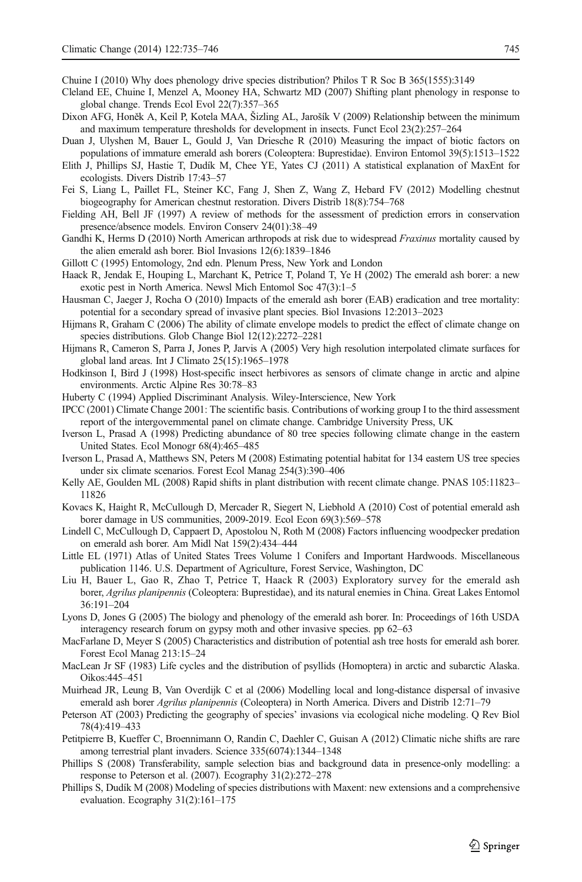Chuine I (2010) Why does phenology drive species distribution? Philos T R Soc B 365(1555):3149

Cleland EE, Chuine I, Menzel A, Mooney HA, Schwartz MD (2007) Shifting plant phenology in response to global change. Trends Ecol Evol 22(7):357–365

Dixon AFG, Honěk A, Keil P, Kotela MAA, Šizling AL, Jarošík V (2009) Relationship between the minimum and maximum temperature thresholds for development in insects. Funct Ecol 23(2):257–264

Duan J, Ulyshen M, Bauer L, Gould J, Van Driesche R (2010) Measuring the impact of biotic factors on populations of immature emerald ash borers (Coleoptera: Buprestidae). Environ Entomol 39(5):1513–1522

Elith J, Phillips SJ, Hastie T, Dudík M, Chee YE, Yates CJ (2011) A statistical explanation of MaxEnt for ecologists. Divers Distrib 17:43–57

Fei S, Liang L, Paillet FL, Steiner KC, Fang J, Shen Z, Wang Z, Hebard FV (2012) Modelling chestnut biogeography for American chestnut restoration. Divers Distrib 18(8):754–768

Fielding AH, Bell JF (1997) A review of methods for the assessment of prediction errors in conservation presence/absence models. Environ Conserv 24(01):38–49

Gandhi K, Herms D (2010) North American arthropods at risk due to widespread *Fraxinus* mortality caused by the alien emerald ash borer. Biol Invasions 12(6):1839–1846

Gillott C (1995) Entomology, 2nd edn. Plenum Press, New York and London

Haack R, Jendak E, Houping L, Marchant K, Petrice T, Poland T, Ye H (2002) The emerald ash borer: a new exotic pest in North America. Newsl Mich Entomol Soc 47(3):1–5

Hausman C, Jaeger J, Rocha O (2010) Impacts of the emerald ash borer (EAB) eradication and tree mortality: potential for a secondary spread of invasive plant species. Biol Invasions 12:2013–2023

Hijmans R, Graham C (2006) The ability of climate envelope models to predict the effect of climate change on species distributions. Glob Change Biol 12(12):2272–2281

Hijmans R, Cameron S, Parra J, Jones P, Jarvis A (2005) Very high resolution interpolated climate surfaces for global land areas. Int J Climato 25(15):1965–1978

Hodkinson I, Bird J (1998) Host-specific insect herbivores as sensors of climate change in arctic and alpine environments. Arctic Alpine Res 30:78–83

Huberty C (1994) Applied Discriminant Analysis. Wiley-Interscience, New York

IPCC (2001) Climate Change 2001: The scientific basis. Contributions of working group I to the third assessment report of the intergovernmental panel on climate change. Cambridge University Press, UK

Iverson L, Prasad A (1998) Predicting abundance of 80 tree species following climate change in the eastern United States. Ecol Monogr 68(4):465–485

Iverson L, Prasad A, Matthews SN, Peters M (2008) Estimating potential habitat for 134 eastern US tree species under six climate scenarios. Forest Ecol Manag 254(3):390–406

Kelly AE, Goulden ML (2008) Rapid shifts in plant distribution with recent climate change. PNAS 105:11823–11826

Kovacs K, Haight R, McCullough D, Mercader R, Siegert N, Liebhold A (2010) Cost of potential emerald ash borer damage in US communities, 2009-2019. Ecol Econ 69(3):569–578

Lindell C, McCullough D, Cappaert D, Apostolou N, Roth M (2008) Factors influencing woodpecker predation on emerald ash borer. Am Midl Nat 159(2):434–444

Little EL (1971) Atlas of United States Trees Volume 1 Conifers and Important Hardwoods. Miscellaneous publication 1146. U.S. Department of Agriculture, Forest Service, Washington, DC

Liu H, Bauer L, Gao R, Zhao T, Petrice T, Haack R (2003) Exploratory survey for the emerald ash borer, *Agrilus planipennis* (Coleoptera: Buprestidae), and its natural enemies in China. Great Lakes Entomol 36:191–204

Lyons D, Jones G (2005) The biology and phenology of the emerald ash borer. In: Proceedings of 16th USDA interagency research forum on gypsy moth and other invasive species. pp 62–63

MacFarlane D, Meyer S (2005) Characteristics and distribution of potential ash tree hosts for emerald ash borer. Forest Ecol Manag 213:15–24

MacLean Jr SF (1983) Life cycles and the distribution of psyllids (Homoptera) in arctic and subarctic Alaska. Oikos:445–451

Muirhead JR, Leung B, Van Overdijk C et al (2006) Modelling local and long-distance dispersal of invasive emerald ash borer *Agrilus planipennis* (Coleoptera) in North America. Divers and Distrib 12:71–79

Peterson AT (2003) Predicting the geography of species' invasions via ecological niche modeling. Q Rev Biol 78(4):419–433

Petitpierre B, Kueffer C, Broennimann O, Randin C, Daehler C, Guisan A (2012) Climatic niche shifts are rare among terrestrial plant invaders. Science 335(6074):1344–1348

Phillips S (2008) Transferability, sample selection bias and background data in presence-only modelling: a response to Peterson et al. (2007). Ecography 31(2):272–278

Phillips S, Dudík M (2008) Modeling of species distributions with Maxent: new extensions and a comprehensive evaluation. Ecography 31(2):161–175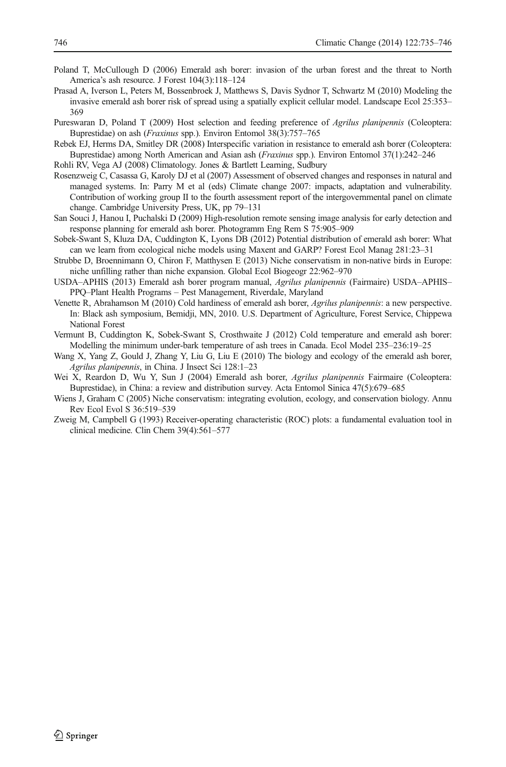Poland T, McCullough D (2006) Emerald ash borer: invasion of the urban forest and the threat to North America's ash resource. J Forest 104(3):118–124

Prasad A, Iverson L, Peters M, Bossenbroek J, Matthews S, Davis Sydnor T, Schwartz M (2010) Modeling the invasive emerald ash borer risk of spread using a spatially explicit cellular model. Landscape Ecol 25:353–369

Pureswaran D, Poland T (2009) Host selection and feeding preference of *Agrilus planipennis* (Coleoptera: Buprestidae) on ash (*Fraxinus* spp.). Environ Entomol 38(3):757–765

Rebek EJ, Herms DA, Smitley DR (2008) Interspecific variation in resistance to emerald ash borer (Coleoptera: Buprestidae) among North American and Asian ash (*Fraxinus* spp.). Environ Entomol 37(1):242–246

Rohli RV, Vega AJ (2008) Climatology. Jones & Bartlett Learning, Sudbury

Rosenzweig C, Casassa G, Karoly DJ et al (2007) Assessment of observed changes and responses in natural and managed systems. In: Parry M et al (eds) Climate change 2007: impacts, adaptation and vulnerability. Contribution of working group II to the fourth assessment report of the intergovernmental panel on climate change. Cambridge University Press, UK, pp 79–131

San Souci J, Hanou I, Puchalski D (2009) High-resolution remote sensing image analysis for early detection and response planning for emerald ash borer. Photogramm Eng Rem S 75:905–909

Sobek-Swant S, Kluza DA, Cuddington K, Lyons DB (2012) Potential distribution of emerald ash borer: What can we learn from ecological niche models using Maxent and GARP? Forest Ecol Manag 281:23–31

Strubbe D, Broennimann O, Chiron F, Matthysen E (2013) Niche conservatism in non-native birds in Europe: niche unfilling rather than niche expansion. Global Ecol Biogeogr 22:962–970

USDA–APHIS (2013) Emerald ash borer program manual, *Agrilus planipennis* (Fairmaire) USDA–APHIS–PPQ–Plant Health Programs – Pest Management, Riverdale, Maryland

Venette R, Abrahamson M (2010) Cold hardiness of emerald ash borer, *Agrilus planipennis*: a new perspective. In: Black ash symposium, Bemidji, MN, 2010. U.S. Department of Agriculture, Forest Service, Chippewa National Forest

Vermunt B, Cuddington K, Sobek-Swant S, Crosthwaite J (2012) Cold temperature and emerald ash borer: Modelling the minimum under-bark temperature of ash trees in Canada. Ecol Model 235–236:19–25

Wang X, Yang Z, Gould J, Zhang Y, Liu G, Liu E (2010) The biology and ecology of the emerald ash borer, *Agrilus planipennis*, in China. J Insect Sci 128:1–23

Wei X, Reardon D, Wu Y, Sun J (2004) Emerald ash borer, *Agrilus planipennis* Fairmaire (Coleoptera: Buprestidae), in China: a review and distribution survey. Acta Entomol Sinica 47(5):679–685

Wiens J, Graham C (2005) Niche conservatism: integrating evolution, ecology, and conservation biology. Annu Rev Ecol Evol S 36:519–539

Zweig M, Campbell G (1993) Receiver-operating characteristic (ROC) plots: a fundamental evaluation tool in clinical medicine. Clin Chem 39(4):561–577